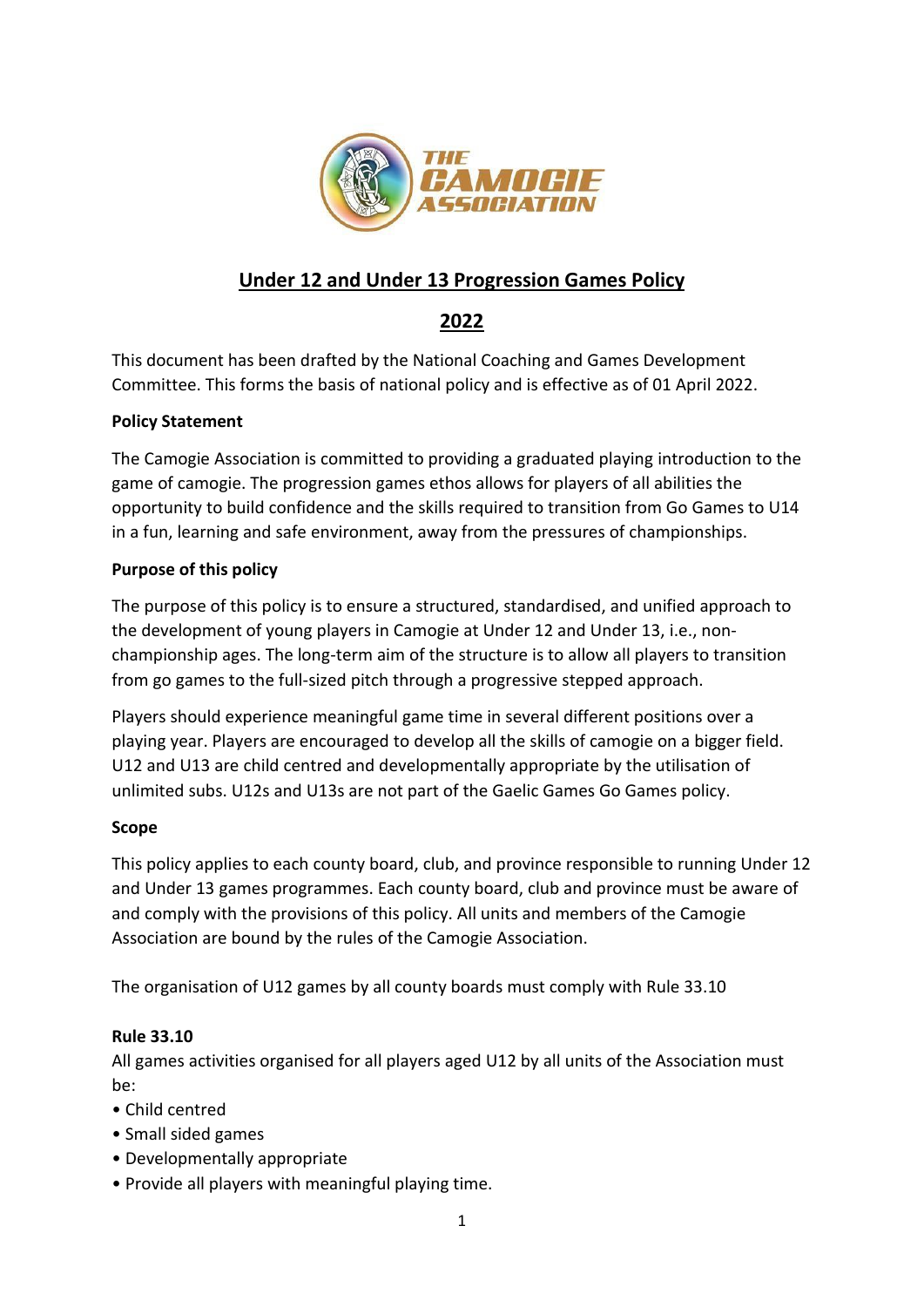# Under 12 and Under 13 Progression Games Policy

## 2022

This document has been drafted by the National Coaching and Games Development Committee. This forms the basis of national policy and is effective as of 01 April 2022.

**Policy Statement**

The Camogie Association is committed to providing a graduated playing introduction to the game of camogie. The progression games ethos allows for players of all abilities the opportunity to build confidence and the skills required to transition from Go Games to U14 in a fun, learning and safe environment, away from the pressures of championships.

**Purpose of this policy**

The purpose of this policy is to ensure a structured, standardised, and unified approach to the development of young players in Camogie at Under 12 and Under 13, i.e., non-championship ages. The long-term aim of the structure is to allow all players to transition from go games to the full-sized pitch through a progressive stepped approach.

Players should experience meaningful game time in several different positions over a playing year. Players are encouraged to develop all the skills of camogie on a bigger field. U12 and U13 are child centred and developmentally appropriate by the utilisation of unlimited subs. U12s and U13s are not part of the Gaelic Games Go Games policy.

**Scope**

This policy applies to each county board, club, and province responsible to running Under 12 and Under 13 games programmes. Each county board, club and province must be aware of and comply with the provisions of this policy. All units and members of the Camogie Association are bound by the rules of the Camogie Association.

The organisation of U12 games by all county boards must comply with Rule 33.10

**Rule 33.10**

All games activities organised for all players aged U12 by all units of the Association must be:

- Child centred
- Small sided games
- Developmentally appropriate
- Provide all players with meaningful playing time.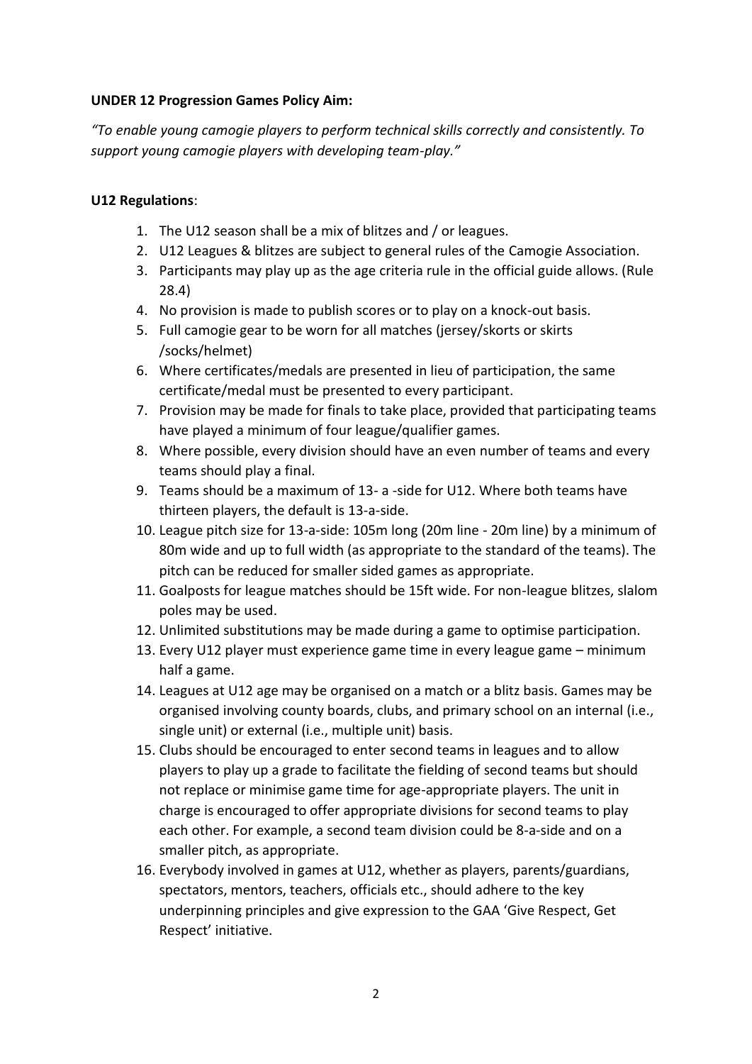**UNDER 12 Progression Games Policy Aim:**

*"To enable young camogie players to perform technical skills correctly and consistently. To support young camogie players with developing team-play."*

**U12 Regulations**:

1. The U12 season shall be a mix of blitzes and / or leagues.
2. U12 Leagues & blitzes are subject to general rules of the Camogie Association.
3. Participants may play up as the age criteria rule in the official guide allows. (Rule 28.4)
4. No provision is made to publish scores or to play on a knock-out basis.
5. Full camogie gear to be worn for all matches (jersey/skorts or skirts /socks/helmet)
6. Where certificates/medals are presented in lieu of participation, the same certificate/medal must be presented to every participant.
7. Provision may be made for finals to take place, provided that participating teams have played a minimum of four league/qualifier games.
8. Where possible, every division should have an even number of teams and every teams should play a final.
9. Teams should be a maximum of 13- a -side for U12. Where both teams have thirteen players, the default is 13-a-side.
10. League pitch size for 13-a-side: 105m long (20m line - 20m line) by a minimum of 80m wide and up to full width (as appropriate to the standard of the teams). The pitch can be reduced for smaller sided games as appropriate.
11. Goalposts for league matches should be 15ft wide. For non-league blitzes, slalom poles may be used.
12. Unlimited substitutions may be made during a game to optimise participation.
13. Every U12 player must experience game time in every league game – minimum half a game.
14. Leagues at U12 age may be organised on a match or a blitz basis. Games may be organised involving county boards, clubs, and primary school on an internal (i.e., single unit) or external (i.e., multiple unit) basis.
15. Clubs should be encouraged to enter second teams in leagues and to allow players to play up a grade to facilitate the fielding of second teams but should not replace or minimise game time for age-appropriate players. The unit in charge is encouraged to offer appropriate divisions for second teams to play each other. For example, a second team division could be 8-a-side and on a smaller pitch, as appropriate.
16. Everybody involved in games at U12, whether as players, parents/guardians, spectators, mentors, teachers, officials etc., should adhere to the key underpinning principles and give expression to the GAA 'Give Respect, Get Respect' initiative.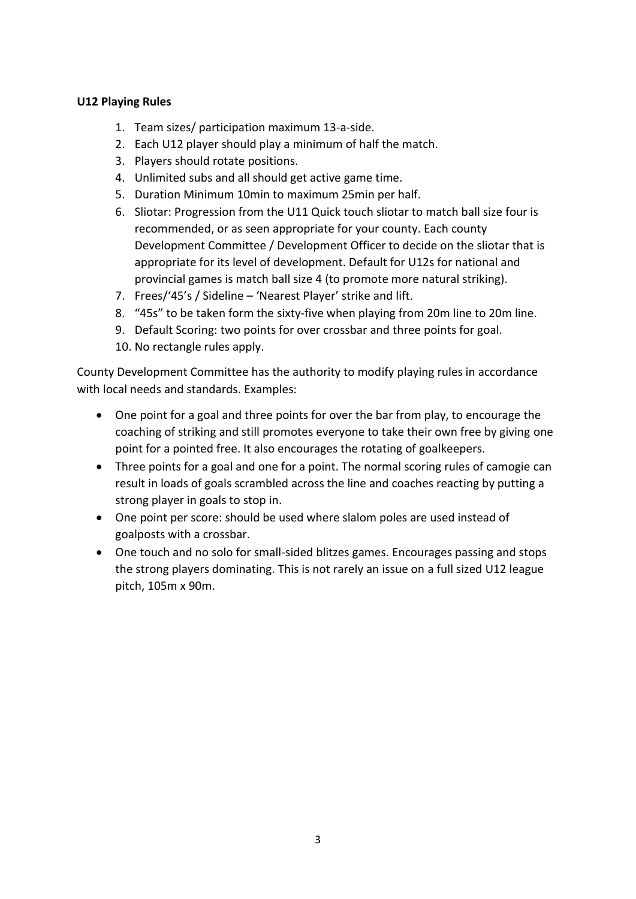**U12 Playing Rules**

1. Team sizes/ participation maximum 13-a-side.
2. Each U12 player should play a minimum of half the match.
3. Players should rotate positions.
4. Unlimited subs and all should get active game time.
5. Duration Minimum 10min to maximum 25min per half.
6. Sliotar: Progression from the U11 Quick touch sliotar to match ball size four is recommended, or as seen appropriate for your county. Each county Development Committee / Development Officer to decide on the sliotar that is appropriate for its level of development. Default for U12s for national and provincial games is match ball size 4 (to promote more natural striking).
7. Frees/'45's / Sideline – 'Nearest Player' strike and lift.
8. "45s" to be taken form the sixty-five when playing from 20m line to 20m line.
9. Default Scoring: two points for over crossbar and three points for goal.
10. No rectangle rules apply.

County Development Committee has the authority to modify playing rules in accordance with local needs and standards. Examples:

- One point for a goal and three points for over the bar from play, to encourage the coaching of striking and still promotes everyone to take their own free by giving one point for a pointed free. It also encourages the rotating of goalkeepers.
- Three points for a goal and one for a point. The normal scoring rules of camogie can result in loads of goals scrambled across the line and coaches reacting by putting a strong player in goals to stop in.
- One point per score: should be used where slalom poles are used instead of goalposts with a crossbar.
- One touch and no solo for small-sided blitzes games. Encourages passing and stops the strong players dominating. This is not rarely an issue on a full sized U12 league pitch, 105m x 90m.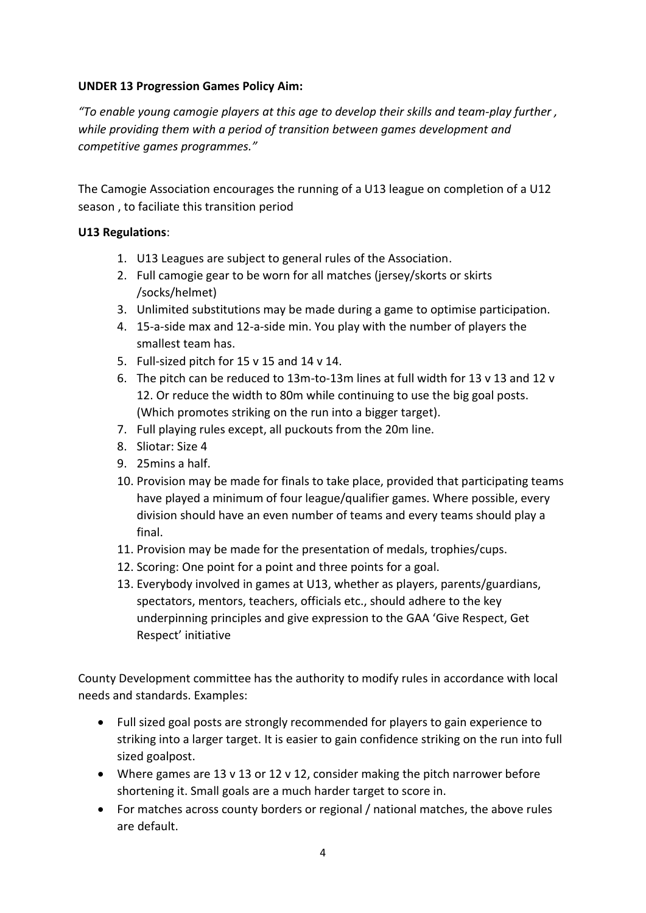**UNDER 13 Progression Games Policy Aim:**

*"To enable young camogie players at this age to develop their skills and team-play further , while providing them with a period of transition between games development and competitive games programmes."*

The Camogie Association encourages the running of a U13 league on completion of a U12 season , to faciliate this transition period

**U13 Regulations**:

1. U13 Leagues are subject to general rules of the Association.
2. Full camogie gear to be worn for all matches (jersey/skorts or skirts /socks/helmet)
3. Unlimited substitutions may be made during a game to optimise participation.
4. 15-a-side max and 12-a-side min. You play with the number of players the smallest team has.
5. Full-sized pitch for 15 v 15 and 14 v 14.
6. The pitch can be reduced to 13m-to-13m lines at full width for 13 v 13 and 12 v 12. Or reduce the width to 80m while continuing to use the big goal posts. (Which promotes striking on the run into a bigger target).
7. Full playing rules except, all puckouts from the 20m line.
8. Sliotar: Size 4
9. 25mins a half.
10. Provision may be made for finals to take place, provided that participating teams have played a minimum of four league/qualifier games. Where possible, every division should have an even number of teams and every teams should play a final.
11. Provision may be made for the presentation of medals, trophies/cups.
12. Scoring: One point for a point and three points for a goal.
13. Everybody involved in games at U13, whether as players, parents/guardians, spectators, mentors, teachers, officials etc., should adhere to the key underpinning principles and give expression to the GAA 'Give Respect, Get Respect' initiative

County Development committee has the authority to modify rules in accordance with local needs and standards. Examples:

- Full sized goal posts are strongly recommended for players to gain experience to striking into a larger target. It is easier to gain confidence striking on the run into full sized goalpost.
- Where games are 13 v 13 or 12 v 12, consider making the pitch narrower before shortening it. Small goals are a much harder target to score in.
- For matches across county borders or regional / national matches, the above rules are default.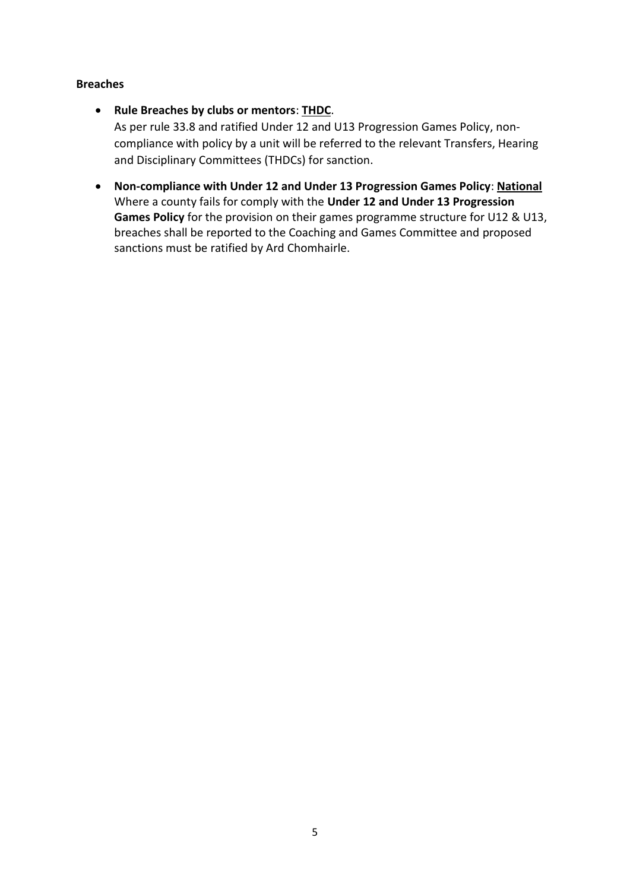**Breaches**

- **Rule Breaches by clubs or mentors**: **THDC**.
  As per rule 33.8 and ratified Under 12 and U13 Progression Games Policy, non-compliance with policy by a unit will be referred to the relevant Transfers, Hearing and Disciplinary Committees (THDCs) for sanction.
- **Non-compliance with Under 12 and Under 13 Progression Games Policy**: **National**
  Where a county fails for comply with the **Under 12 and Under 13 Progression Games Policy** for the provision on their games programme structure for U12 & U13, breaches shall be reported to the Coaching and Games Committee and proposed sanctions must be ratified by Ard Chomhairle.